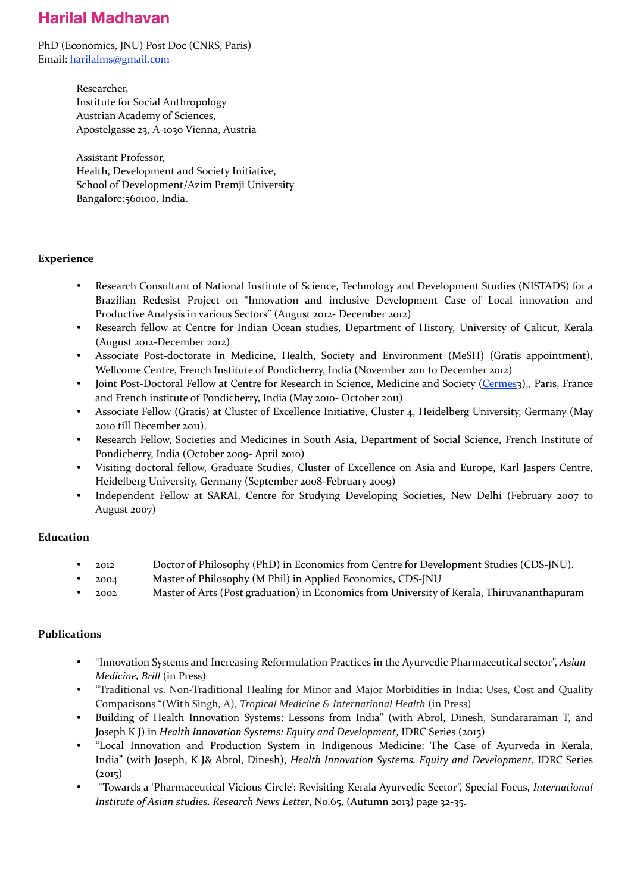# Harilal Madhavan

PhD (Economics, JNU) Post Doc (CNRS, Paris)
Email: [harilalms@gmail.com](mailto:harilalms@gmail.com)

Researcher,
Institute for Social Anthropology
Austrian Academy of Sciences,
Apostelgasse 23, A-1030 Vienna, Austria

Assistant Professor,
Health, Development and Society Initiative,
School of Development/Azim Premji University
Bangalore:560100, India.

**Experience**

- Research Consultant of National Institute of Science, Technology and Development Studies (NISTADS) for a Brazilian Redesist Project on "Innovation and inclusive Development Case of Local innovation and Productive Analysis in various Sectors" (August 2012- December 2012)
- Research fellow at Centre for Indian Ocean studies, Department of History, University of Calicut, Kerala (August 2012-December 2012)
- Associate Post-doctorate in Medicine, Health, Society and Environment (MeSH) (Gratis appointment), Wellcome Centre, French Institute of Pondicherry, India (November 2011 to December 2012)
- Joint Post-Doctoral Fellow at Centre for Research in Science, Medicine and Society (Cermes3),, Paris, France and French institute of Pondicherry, India (May 2010- October 2011)
- Associate Fellow (Gratis) at Cluster of Excellence Initiative, Cluster 4, Heidelberg University, Germany (May 2010 till December 2011).
- Research Fellow, Societies and Medicines in South Asia, Department of Social Science, French Institute of Pondicherry, India (October 2009- April 2010)
- Visiting doctoral fellow, Graduate Studies, Cluster of Excellence on Asia and Europe, Karl Jaspers Centre, Heidelberg University, Germany (September 2008-February 2009)
- Independent Fellow at SARAI, Centre for Studying Developing Societies, New Delhi (February 2007 to August 2007)

**Education**

- 2012 Doctor of Philosophy (PhD) in Economics from Centre for Development Studies (CDS-JNU).
- 2004 Master of Philosophy (M Phil) in Applied Economics, CDS-JNU
- 2002 Master of Arts (Post graduation) in Economics from University of Kerala, Thiruvananthapuram

**Publications**

- "Innovation Systems and Increasing Reformulation Practices in the Ayurvedic Pharmaceutical sector", *Asian Medicine, Brill* (in Press)
- "Traditional vs. Non-Traditional Healing for Minor and Major Morbidities in India: Uses, Cost and Quality Comparisons "(With Singh, A), *Tropical Medicine & International Health* (in Press)
- Building of Health Innovation Systems: Lessons from India" (with Abrol, Dinesh, Sundararaman T, and Joseph K J) in *Health Innovation Systems: Equity and Development*, IDRC Series (2015)
- "Local Innovation and Production System in Indigenous Medicine: The Case of Ayurveda in Kerala, India" (with Joseph, K J& Abrol, Dinesh), *Health Innovation Systems, Equity and Development*, IDRC Series (2015)
- "Towards a 'Pharmaceutical Vicious Circle': Revisiting Kerala Ayurvedic Sector", Special Focus, *International Institute of Asian studies, Research News Letter*, No.65, (Autumn 2013) page 32-35.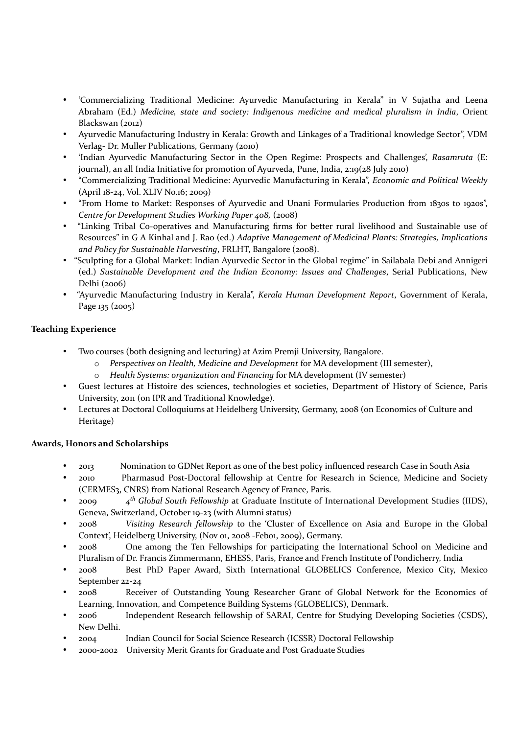- 'Commercializing Traditional Medicine: Ayurvedic Manufacturing in Kerala" in V Sujatha and Leena Abraham (Ed.) *Medicine, state and society: Indigenous medicine and medical pluralism in India*, Orient Blackswan (2012)
- Ayurvedic Manufacturing Industry in Kerala: Growth and Linkages of a Traditional knowledge Sector", VDM Verlag- Dr. Muller Publications, Germany (2010)
- 'Indian Ayurvedic Manufacturing Sector in the Open Regime: Prospects and Challenges', *Rasamruta* (E: journal), an all India Initiative for promotion of Ayurveda, Pune, India, 2:19(28 July 2010)
- "Commercializing Traditional Medicine: Ayurvedic Manufacturing in Kerala", *Economic and Political Weekly* (April 18-24, Vol. XLIV No.16; 2009)
- "From Home to Market: Responses of Ayurvedic and Unani Formularies Production from 1830s to 1920s", *Centre for Development Studies Working Paper 408,* (2008)
- "Linking Tribal Co-operatives and Manufacturing firms for better rural livelihood and Sustainable use of Resources" in G A Kinhal and J. Rao (ed.) *Adaptive Management of Medicinal Plants: Strategies, Implications and Policy for Sustainable Harvesting*, FRLHT, Bangalore (2008).
- "Sculpting for a Global Market: Indian Ayurvedic Sector in the Global regime" in Sailabala Debi and Annigeri (ed.) *Sustainable Development and the Indian Economy: Issues and Challenges*, Serial Publications, New Delhi (2006)
- "Ayurvedic Manufacturing Industry in Kerala", *Kerala Human Development Report*, Government of Kerala, Page 135 (2005)

**Teaching Experience**

- Two courses (both designing and lecturing) at Azim Premji University, Bangalore.
  - *Perspectives on Health, Medicine and Development* for MA development (III semester),
  - *Health Systems: organization and Financing* for MA development (IV semester)
- Guest lectures at Histoire des sciences, technologies et societies, Department of History of Science, Paris University, 2011 (on IPR and Traditional Knowledge).
- Lectures at Doctoral Colloquiums at Heidelberg University, Germany, 2008 (on Economics of Culture and Heritage)

**Awards, Honors and Scholarships**

- 2013 Nomination to GDNet Report as one of the best policy influenced research Case in South Asia
- 2010 Pharmasud Post-Doctoral fellowship at Centre for Research in Science, Medicine and Society (CERMES3, CNRS) from National Research Agency of France, Paris.
- 2009 *4th Global South Fellowship* at Graduate Institute of International Development Studies (IIDS), Geneva, Switzerland, October 19-23 (with Alumni status)
- 2008 *Visiting Research fellowship* to the 'Cluster of Excellence on Asia and Europe in the Global Context', Heidelberg University, (Nov 01, 2008 -Feb01, 2009), Germany.
- 2008 One among the Ten Fellowships for participating the International School on Medicine and Pluralism of Dr. Francis Zimmermann, EHESS, Paris, France and French Institute of Pondicherry, India
- 2008 Best PhD Paper Award, Sixth International GLOBELICS Conference, Mexico City, Mexico September 22-24
- 2008 Receiver of Outstanding Young Researcher Grant of Global Network for the Economics of Learning, Innovation, and Competence Building Systems (GLOBELICS), Denmark.
- 2006 Independent Research fellowship of SARAI, Centre for Studying Developing Societies (CSDS), New Delhi.
- 2004 Indian Council for Social Science Research (ICSSR) Doctoral Fellowship
- 2000-2002 University Merit Grants for Graduate and Post Graduate Studies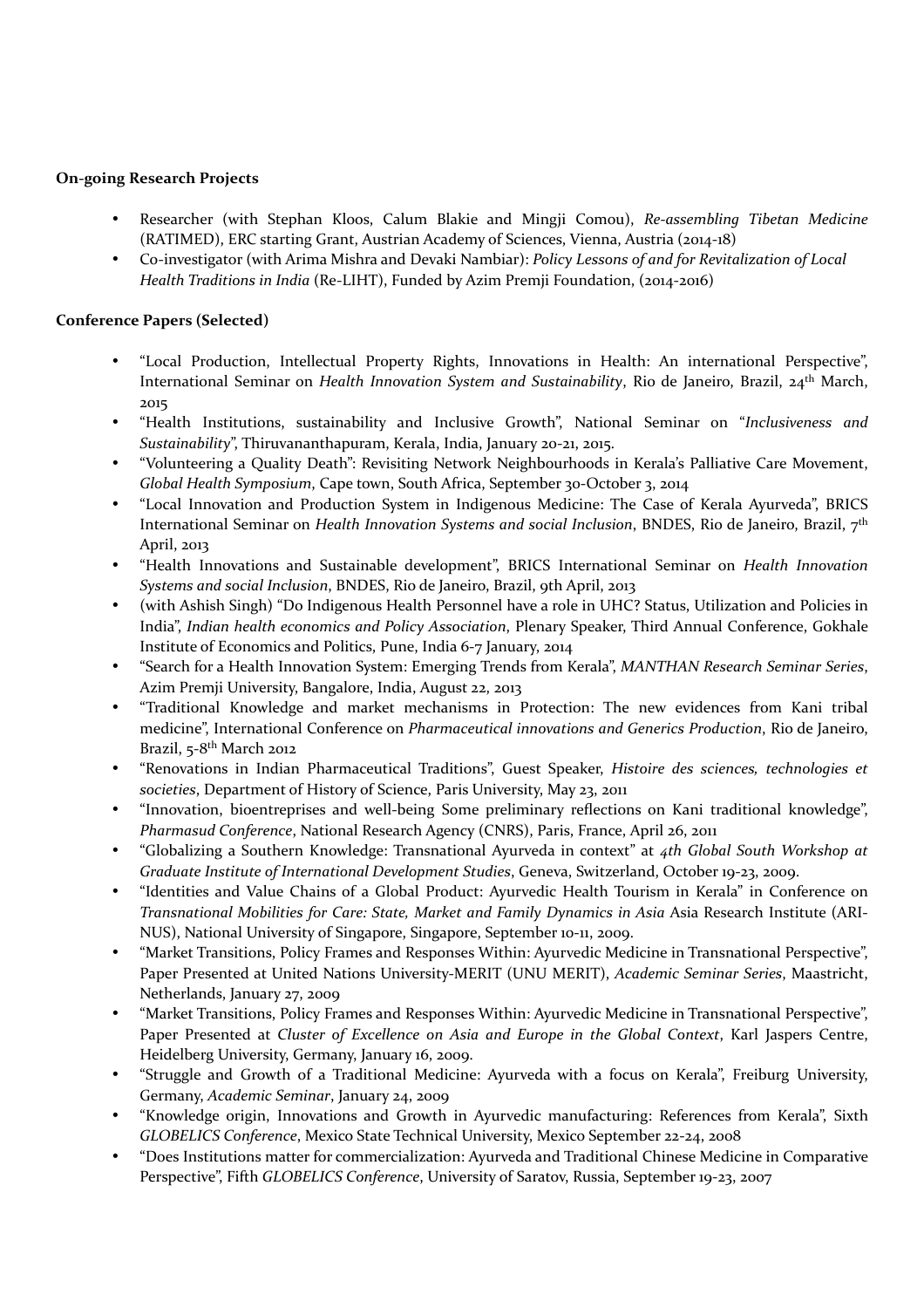**On-going Research Projects**

- Researcher (with Stephan Kloos, Calum Blakie and Mingji Comou), *Re-assembling Tibetan Medicine* (RATIMED), ERC starting Grant, Austrian Academy of Sciences, Vienna, Austria (2014-18)
- Co-investigator (with Arima Mishra and Devaki Nambiar): *Policy Lessons of and for Revitalization of Local Health Traditions in India* (Re-LIHT), Funded by Azim Premji Foundation, (2014-2016)

**Conference Papers (Selected)**

- "Local Production, Intellectual Property Rights, Innovations in Health: An international Perspective", International Seminar on *Health Innovation System and Sustainability*, Rio de Janeiro, Brazil, 24th March, 2015
- "Health Institutions, sustainability and Inclusive Growth", National Seminar on "*Inclusiveness and Sustainability*", Thiruvananthapuram, Kerala, India, January 20-21, 2015.
- "Volunteering a Quality Death": Revisiting Network Neighbourhoods in Kerala's Palliative Care Movement, *Global Health Symposium*, Cape town, South Africa, September 30-October 3, 2014
- "Local Innovation and Production System in Indigenous Medicine: The Case of Kerala Ayurveda", BRICS International Seminar on *Health Innovation Systems and social Inclusion*, BNDES, Rio de Janeiro, Brazil, 7th April, 2013
- "Health Innovations and Sustainable development", BRICS International Seminar on *Health Innovation Systems and social Inclusion*, BNDES, Rio de Janeiro, Brazil, 9th April, 2013
- (with Ashish Singh) "Do Indigenous Health Personnel have a role in UHC? Status, Utilization and Policies in India", *Indian health economics and Policy Association*, Plenary Speaker, Third Annual Conference, Gokhale Institute of Economics and Politics, Pune, India 6-7 January, 2014
- "Search for a Health Innovation System: Emerging Trends from Kerala", *MANTHAN Research Seminar Series*, Azim Premji University, Bangalore, India, August 22, 2013
- "Traditional Knowledge and market mechanisms in Protection: The new evidences from Kani tribal medicine", International Conference on *Pharmaceutical innovations and Generics Production*, Rio de Janeiro, Brazil, 5-8th March 2012
- "Renovations in Indian Pharmaceutical Traditions", Guest Speaker, *Histoire des sciences, technologies et societies*, Department of History of Science, Paris University, May 23, 2011
- "Innovation, bioentreprises and well-being Some preliminary reflections on Kani traditional knowledge", *Pharmasud Conference*, National Research Agency (CNRS), Paris, France, April 26, 2011
- "Globalizing a Southern Knowledge: Transnational Ayurveda in context" at *4th Global South Workshop at Graduate Institute of International Development Studies*, Geneva, Switzerland, October 19-23, 2009.
- "Identities and Value Chains of a Global Product: Ayurvedic Health Tourism in Kerala" in Conference on *Transnational Mobilities for Care: State, Market and Family Dynamics in Asia* Asia Research Institute (ARI-NUS), National University of Singapore, Singapore, September 10-11, 2009.
- "Market Transitions, Policy Frames and Responses Within: Ayurvedic Medicine in Transnational Perspective", Paper Presented at United Nations University-MERIT (UNU MERIT), *Academic Seminar Series*, Maastricht, Netherlands, January 27, 2009
- "Market Transitions, Policy Frames and Responses Within: Ayurvedic Medicine in Transnational Perspective", Paper Presented at *Cluster of Excellence on Asia and Europe in the Global Context*, Karl Jaspers Centre, Heidelberg University, Germany, January 16, 2009.
- "Struggle and Growth of a Traditional Medicine: Ayurveda with a focus on Kerala", Freiburg University, Germany, *Academic Seminar*, January 24, 2009
- "Knowledge origin, Innovations and Growth in Ayurvedic manufacturing: References from Kerala", Sixth *GLOBELICS Conference*, Mexico State Technical University, Mexico September 22-24, 2008
- "Does Institutions matter for commercialization: Ayurveda and Traditional Chinese Medicine in Comparative Perspective", Fifth *GLOBELICS Conference*, University of Saratov, Russia, September 19-23, 2007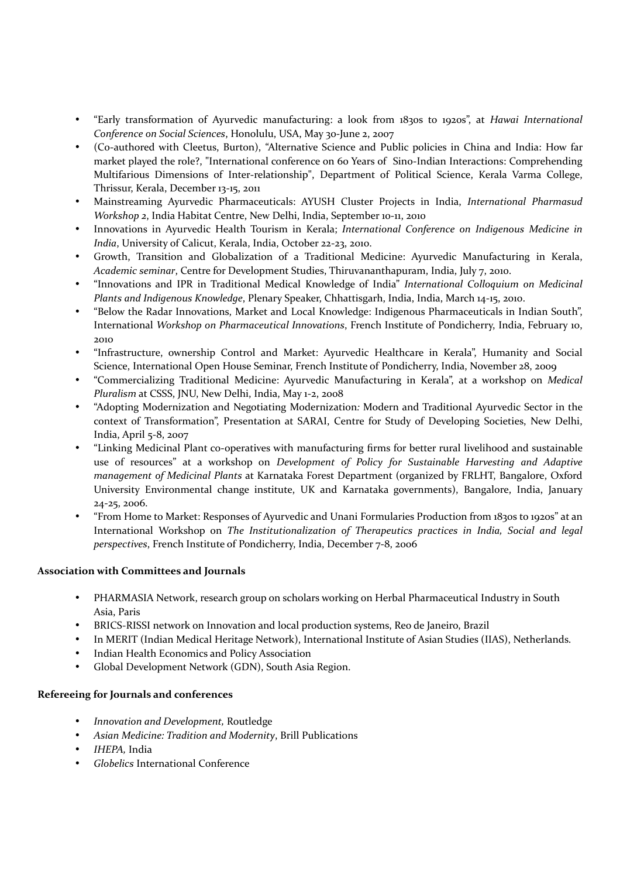- "Early transformation of Ayurvedic manufacturing: a look from 1830s to 1920s", at *Hawai International Conference on Social Sciences*, Honolulu, USA, May 30-June 2, 2007
- (Co-authored with Cleetus, Burton), "Alternative Science and Public policies in China and India: How far market played the role?, "International conference on 60 Years of Sino-Indian Interactions: Comprehending Multifarious Dimensions of Inter-relationship", Department of Political Science, Kerala Varma College, Thrissur, Kerala, December 13-15, 2011
- Mainstreaming Ayurvedic Pharmaceuticals: AYUSH Cluster Projects in India, *International Pharmasud Workshop 2*, India Habitat Centre, New Delhi, India, September 10-11, 2010
- Innovations in Ayurvedic Health Tourism in Kerala; *International Conference on Indigenous Medicine in India*, University of Calicut, Kerala, India, October 22-23, 2010.
- Growth, Transition and Globalization of a Traditional Medicine: Ayurvedic Manufacturing in Kerala, *Academic seminar*, Centre for Development Studies, Thiruvananthapuram, India, July 7, 2010.
- "Innovations and IPR in Traditional Medical Knowledge of India" *International Colloquium on Medicinal Plants and Indigenous Knowledge*, Plenary Speaker, Chhattisgarh, India, India, March 14-15, 2010.
- "Below the Radar Innovations, Market and Local Knowledge: Indigenous Pharmaceuticals in Indian South", International *Workshop on Pharmaceutical Innovations*, French Institute of Pondicherry, India, February 10, 2010
- "Infrastructure, ownership Control and Market: Ayurvedic Healthcare in Kerala", Humanity and Social Science, International Open House Seminar, French Institute of Pondicherry, India, November 28, 2009
- "Commercializing Traditional Medicine: Ayurvedic Manufacturing in Kerala", at a workshop on *Medical Pluralism* at CSSS, JNU, New Delhi, India, May 1-2, 2008
- "Adopting Modernization and Negotiating Modernization*:* Modern and Traditional Ayurvedic Sector in the context of Transformation", Presentation at SARAI, Centre for Study of Developing Societies, New Delhi, India, April 5-8, 2007
- "Linking Medicinal Plant co-operatives with manufacturing firms for better rural livelihood and sustainable use of resources" at a workshop on *Development of Policy for Sustainable Harvesting and Adaptive management of Medicinal Plants* at Karnataka Forest Department (organized by FRLHT, Bangalore, Oxford University Environmental change institute, UK and Karnataka governments), Bangalore, India, January 24-25, 2006.
- "From Home to Market: Responses of Ayurvedic and Unani Formularies Production from 1830s to 1920s" at an International Workshop on *The Institutionalization of Therapeutics practices in India, Social and legal perspectives*, French Institute of Pondicherry, India, December 7-8, 2006

**Association with Committees and Journals**

- PHARMASIA Network, research group on scholars working on Herbal Pharmaceutical Industry in South Asia, Paris
- BRICS-RISSI network on Innovation and local production systems, Reo de Janeiro, Brazil
- In MERIT (Indian Medical Heritage Network), International Institute of Asian Studies (IIAS), Netherlands.
- Indian Health Economics and Policy Association
- Global Development Network (GDN), South Asia Region.

**Refereeing for Journals and conferences**

- *Innovation and Development,* Routledge
- *Asian Medicine: Tradition and Modernity*, Brill Publications
- *IHEPA,* India
- *Globelics* International Conference